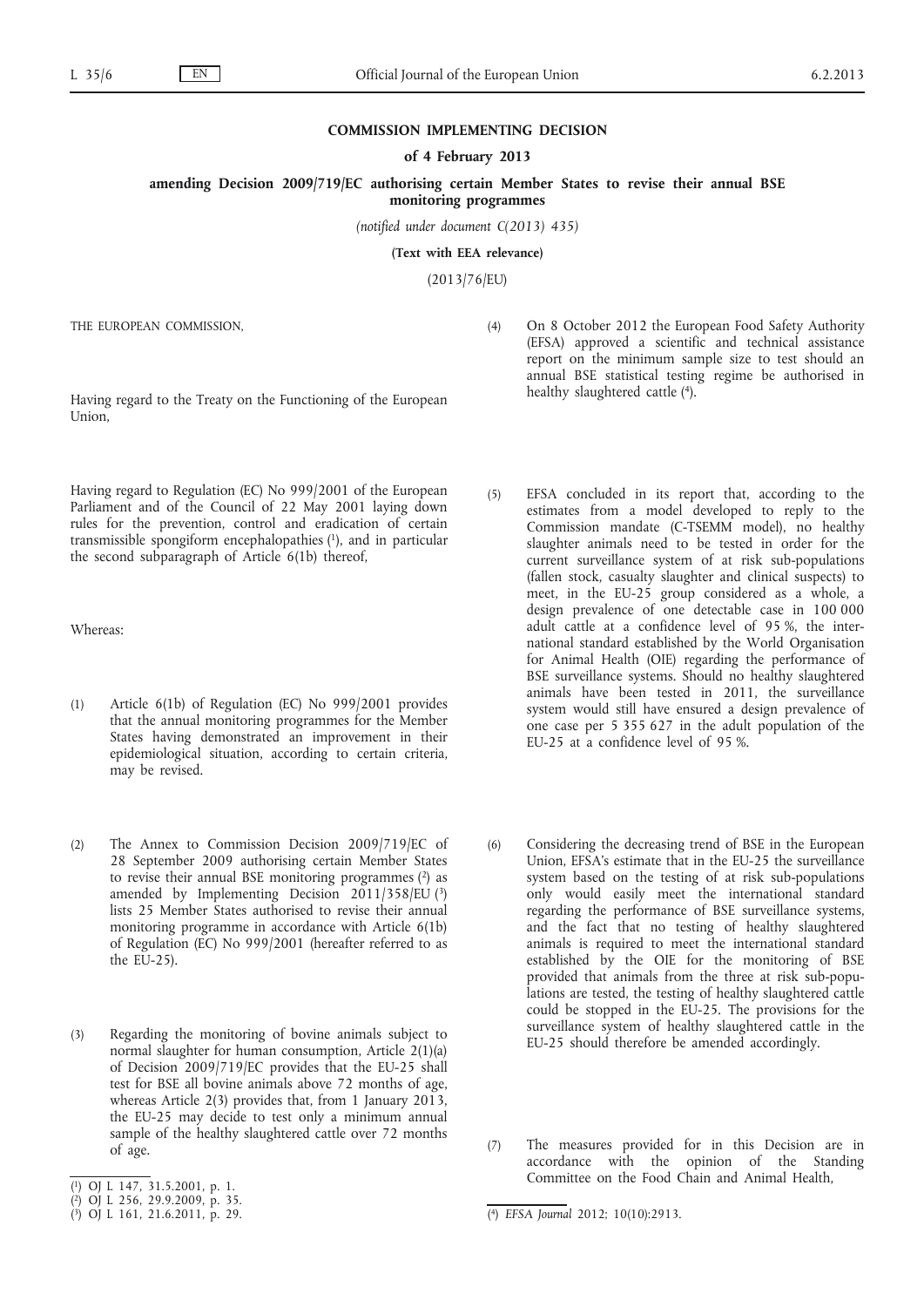**COMMISSION IMPLEMENTING DECISION**

**of 4 February 2013**

**amending Decision 2009/719/EC authorising certain Member States to revise their annual BSE monitoring programmes**

*(notified under document C(2013) 435)*

**(Text with EEA relevance)**

(2013/76/EU)

THE EUROPEAN COMMISSION,

Having regard to the Treaty on the Functioning of the European Union,

Having regard to Regulation (EC) No 999/2001 of the European Parliament and of the Council of 22 May 2001 laying down rules for the prevention, control and eradication of certain transmissible spongiform encephalopathies [1], and in particular the second subparagraph of Article 6(1b) thereof,

Whereas:

(1) Article 6(1b) of Regulation (EC) No 999/2001 provides that the annual monitoring programmes for the Member States having demonstrated an improvement in their epidemiological situation, according to certain criteria, may be revised.

(2) The Annex to Commission Decision 2009/719/EC of 28 September 2009 authorising certain Member States to revise their annual BSE monitoring programmes [2] as amended by Implementing Decision 2011/358/EU [3] lists 25 Member States authorised to revise their annual monitoring programme in accordance with Article 6(1b) of Regulation (EC) No 999/2001 (hereafter referred to as the EU-25).

(3) Regarding the monitoring of bovine animals subject to normal slaughter for human consumption, Article 2(1)(a) of Decision 2009/719/EC provides that the EU-25 shall test for BSE all bovine animals above 72 months of age, whereas Article 2(3) provides that, from 1 January 2013, the EU-25 may decide to test only a minimum annual sample of the healthy slaughtered cattle over 72 months of age.

(4) On 8 October 2012 the European Food Safety Authority (EFSA) approved a scientific and technical assistance report on the minimum sample size to test should an annual BSE statistical testing regime be authorised in healthy slaughtered cattle [4].

(5) EFSA concluded in its report that, according to the estimates from a model developed to reply to the Commission mandate (C-TSEMM model), no healthy slaughter animals need to be tested in order for the current surveillance system of at risk sub-populations (fallen stock, casualty slaughter and clinical suspects) to meet, in the EU-25 group considered as a whole, a design prevalence of one detectable case in 100 000 adult cattle at a confidence level of 95 %, the international standard established by the World Organisation for Animal Health (OIE) regarding the performance of BSE surveillance systems. Should no healthy slaughtered animals have been tested in 2011, the surveillance system would still have ensured a design prevalence of one case per 5 355 627 in the adult population of the EU-25 at a confidence level of 95 %.

(6) Considering the decreasing trend of BSE in the European Union, EFSA's estimate that in the EU-25 the surveillance system based on the testing of at risk sub-populations only would easily meet the international standard regarding the performance of BSE surveillance systems, and the fact that no testing of healthy slaughtered animals is required to meet the international standard established by the OIE for the monitoring of BSE provided that animals from the three at risk sub-populations are tested, the testing of healthy slaughtered cattle could be stopped in the EU-25. The provisions for the surveillance system of healthy slaughtered cattle in the EU-25 should therefore be amended accordingly.

(7) The measures provided for in this Decision are in accordance with the opinion of the Standing Committee on the Food Chain and Animal Health,

---

[1] OJ L 147, 31.5.2001, p. 1.

[2] OJ L 256, 29.9.2009, p. 35.

[3] OJ L 161, 21.6.2011, p. 29.

[4] *EFSA Journal* 2012; 10(10):2913.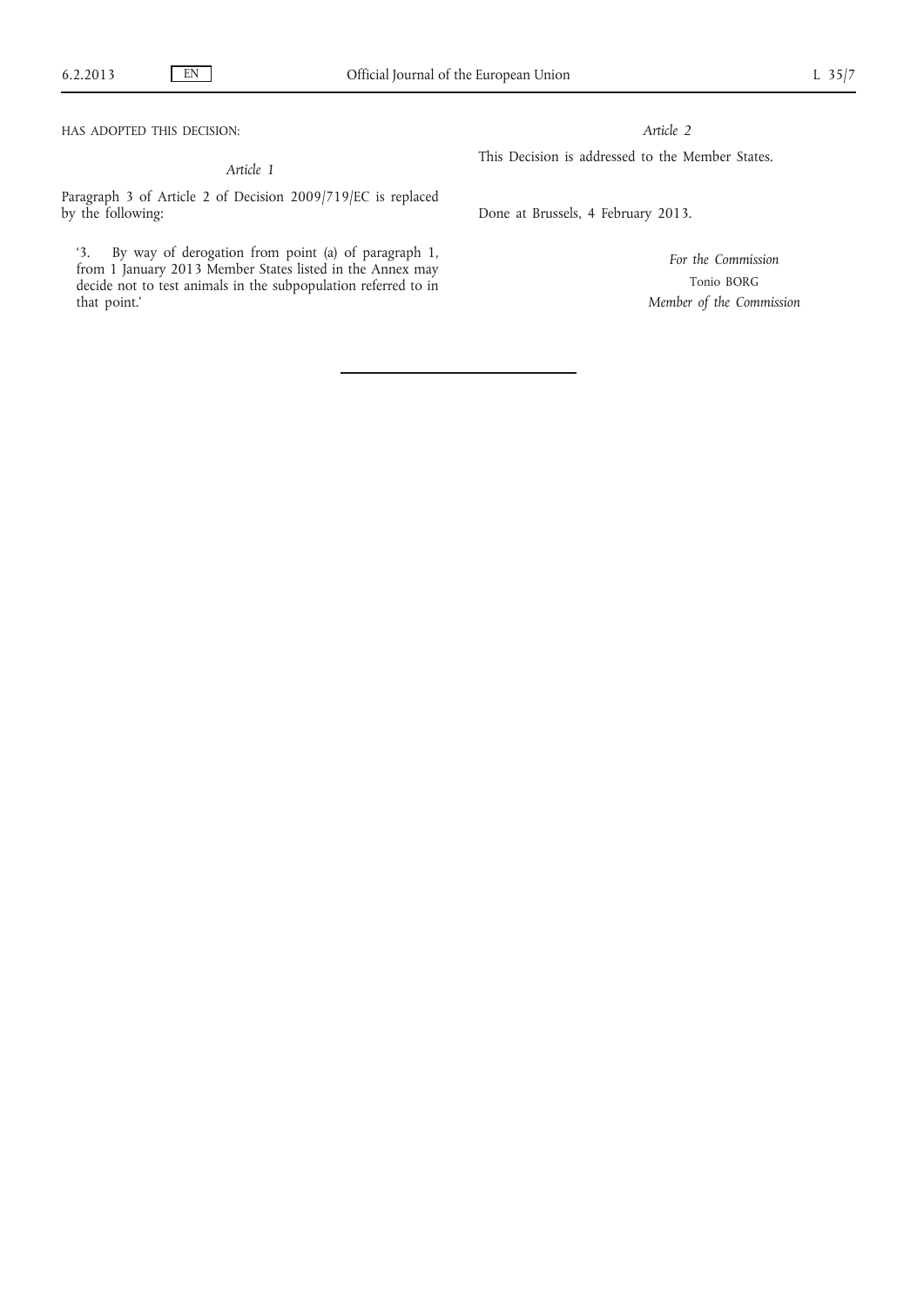HAS ADOPTED THIS DECISION:

*Article 1*

Paragraph 3 of Article 2 of Decision 2009/719/EC is replaced by the following:

'3. By way of derogation from point (a) of paragraph 1, from 1 January 2013 Member States listed in the Annex may decide not to test animals in the subpopulation referred to in that point.'

*Article 2*

This Decision is addressed to the Member States.

Done at Brussels, 4 February 2013.

*For the Commission*

Tonio BORG

*Member of the Commission*